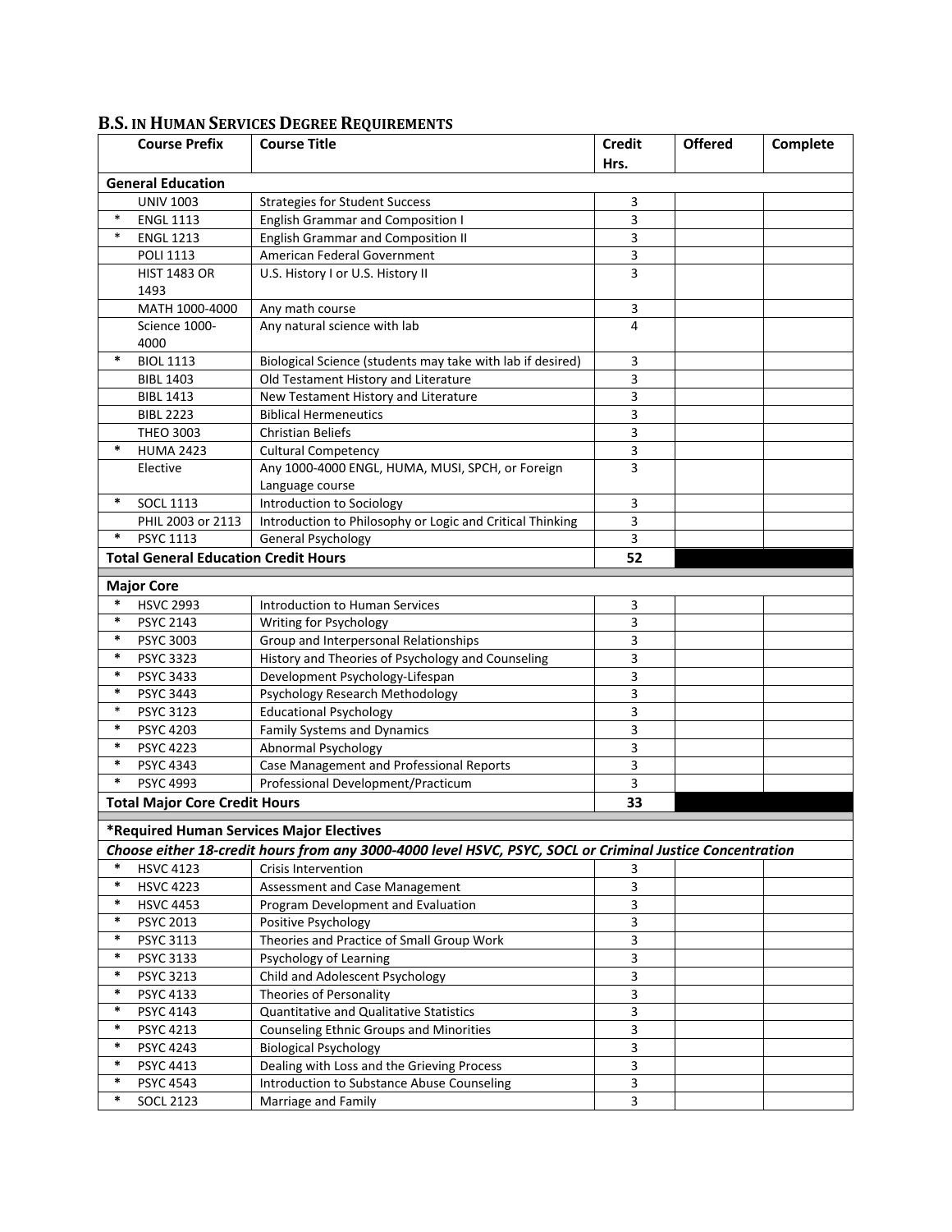## B.S. IN HUMAN SERVICES DEGREE REQUIREMENTS

| | Course Prefix | Course Title | Credit Hrs. | Offered | Complete |
|---|---|---|---|---|---|
| **General Education** | | | | | |
| | UNIV 1003 | Strategies for Student Success | 3 | | |
| * | ENGL 1113 | English Grammar and Composition I | 3 | | |
| * | ENGL 1213 | English Grammar and Composition II | 3 | | |
| | POLI 1113 | American Federal Government | 3 | | |
| | HIST 1483 OR 1493 | U.S. History I or U.S. History II | 3 | | |
| | MATH 1000-4000 | Any math course | 3 | | |
| | Science 1000-4000 | Any natural science with lab | 4 | | |
| * | BIOL 1113 | Biological Science (students may take with lab if desired) | 3 | | |
| | BIBL 1403 | Old Testament History and Literature | 3 | | |
| | BIBL 1413 | New Testament History and Literature | 3 | | |
| | BIBL 2223 | Biblical Hermeneutics | 3 | | |
| | THEO 3003 | Christian Beliefs | 3 | | |
| * | HUMA 2423 | Cultural Competency | 3 | | |
| | Elective | Any 1000-4000 ENGL, HUMA, MUSI, SPCH, or Foreign Language course | 3 | | |
| * | SOCL 1113 | Introduction to Sociology | 3 | | |
| | PHIL 2003 or 2113 | Introduction to Philosophy or Logic and Critical Thinking | 3 | | |
| * | PSYC 1113 | General Psychology | 3 | | |
| **Total General Education Credit Hours** | | | **52** | | |
| **Major Core** | | | | | |
| * | HSVC 2993 | Introduction to Human Services | 3 | | |
| * | PSYC 2143 | Writing for Psychology | 3 | | |
| * | PSYC 3003 | Group and Interpersonal Relationships | 3 | | |
| * | PSYC 3323 | History and Theories of Psychology and Counseling | 3 | | |
| * | PSYC 3433 | Development Psychology-Lifespan | 3 | | |
| * | PSYC 3443 | Psychology Research Methodology | 3 | | |
| * | PSYC 3123 | Educational Psychology | 3 | | |
| * | PSYC 4203 | Family Systems and Dynamics | 3 | | |
| * | PSYC 4223 | Abnormal Psychology | 3 | | |
| * | PSYC 4343 | Case Management and Professional Reports | 3 | | |
| * | PSYC 4993 | Professional Development/Practicum | 3 | | |
| **Total Major Core Credit Hours** | | | **33** | | |
| ***Required Human Services Major Electives** | | | | | |
| ***Choose either 18-credit hours from any 3000-4000 level HSVC, PSYC, SOCL or Criminal Justice Concentration*** | | | | | |
| * | HSVC 4123 | Crisis Intervention | 3 | | |
| * | HSVC 4223 | Assessment and Case Management | 3 | | |
| * | HSVC 4453 | Program Development and Evaluation | 3 | | |
| * | PSYC 2013 | Positive Psychology | 3 | | |
| * | PSYC 3113 | Theories and Practice of Small Group Work | 3 | | |
| * | PSYC 3133 | Psychology of Learning | 3 | | |
| * | PSYC 3213 | Child and Adolescent Psychology | 3 | | |
| * | PSYC 4133 | Theories of Personality | 3 | | |
| * | PSYC 4143 | Quantitative and Qualitative Statistics | 3 | | |
| * | PSYC 4213 | Counseling Ethnic Groups and Minorities | 3 | | |
| * | PSYC 4243 | Biological Psychology | 3 | | |
| * | PSYC 4413 | Dealing with Loss and the Grieving Process | 3 | | |
| * | PSYC 4543 | Introduction to Substance Abuse Counseling | 3 | | |
| * | SOCL 2123 | Marriage and Family | 3 | | |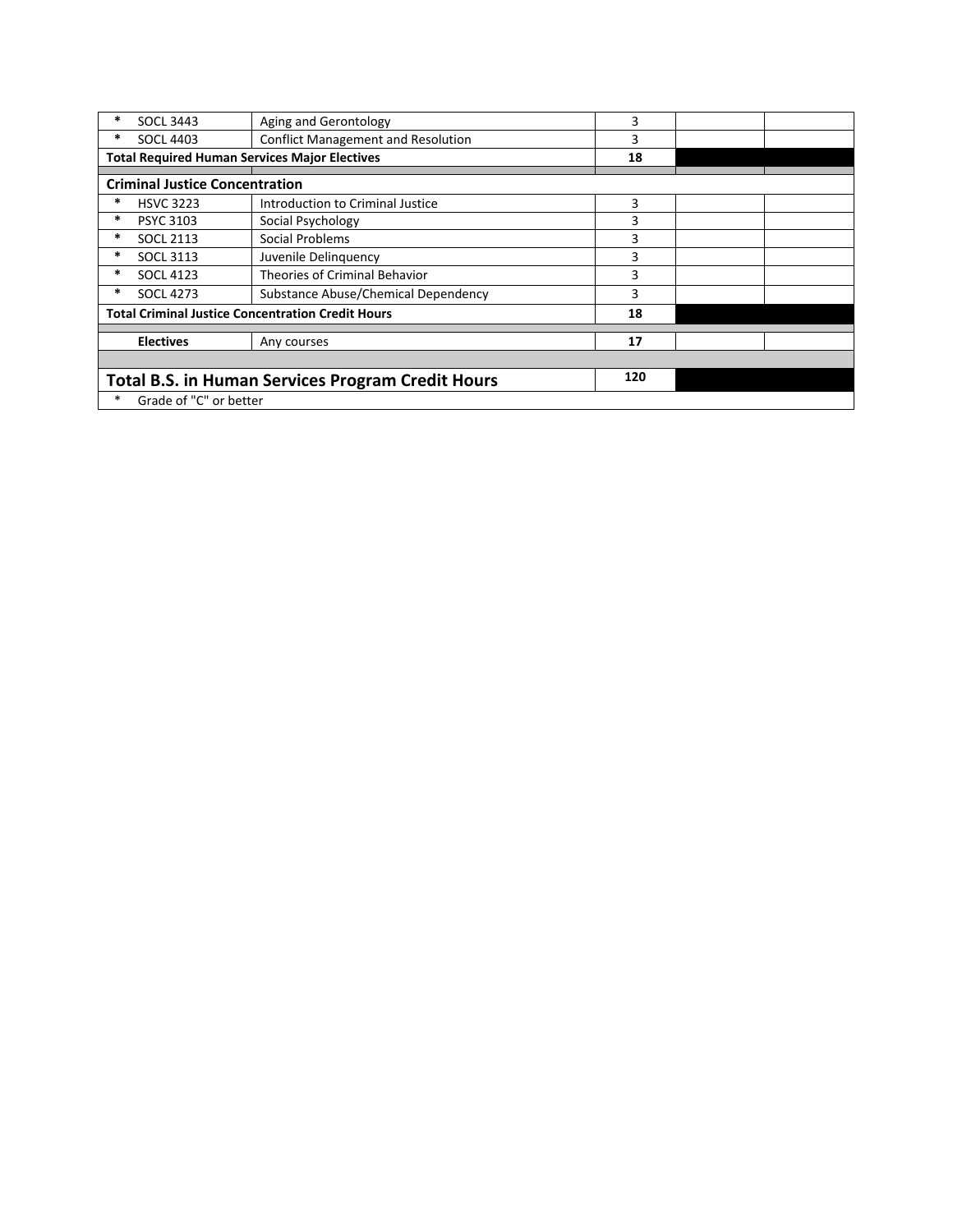| | | | | | |
|---|---|---|---|---|---|
| * | SOCL 3443 | Aging and Gerontology | 3 | | |
| * | SOCL 4403 | Conflict Management and Resolution | 3 | | |
| **Total Required Human Services Major Electives** | | | **18** | | |
| | | | | | |
| **Criminal Justice Concentration** | | | | | |
| * | HSVC 3223 | Introduction to Criminal Justice | 3 | | |
| * | PSYC 3103 | Social Psychology | 3 | | |
| * | SOCL 2113 | Social Problems | 3 | | |
| * | SOCL 3113 | Juvenile Delinquency | 3 | | |
| * | SOCL 4123 | Theories of Criminal Behavior | 3 | | |
| * | SOCL 4273 | Substance Abuse/Chemical Dependency | 3 | | |
| **Total Criminal Justice Concentration Credit Hours** | | | **18** | | |
| | | | | | |
| | **Electives** | Any courses | **17** | | |
| | | | | | |
| **Total B.S. in Human Services Program Credit Hours** | | | **120** | | |
| * | Grade of "C" or better | | | | |